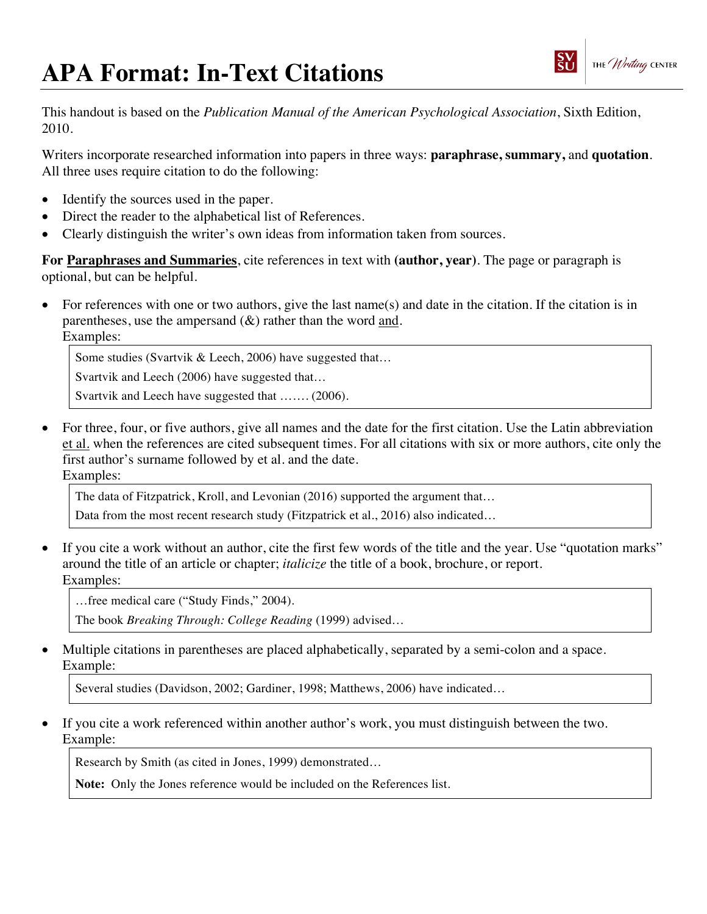# APA Format: In-Text Citations

This handout is based on the *Publication Manual of the American Psychological Association*, Sixth Edition, 2010.

Writers incorporate researched information into papers in three ways: **paraphrase, summary,** and **quotation**. All three uses require citation to do the following:

- Identify the sources used in the paper.
- Direct the reader to the alphabetical list of References.
- Clearly distinguish the writer's own ideas from information taken from sources.

**For Paraphrases and Summaries**, cite references in text with **(author, year)**. The page or paragraph is optional, but can be helpful.

- For references with one or two authors, give the last name(s) and date in the citation. If the citation is in parentheses, use the ampersand (&) rather than the word and.
  Examples:

  > Some studies (Svartvik & Leech, 2006) have suggested that…
  >
  > Svartvik and Leech (2006) have suggested that…
  >
  > Svartvik and Leech have suggested that ……. (2006).

- For three, four, or five authors, give all names and the date for the first citation. Use the Latin abbreviation et al. when the references are cited subsequent times. For all citations with six or more authors, cite only the first author's surname followed by et al. and the date.
  Examples:

  > The data of Fitzpatrick, Kroll, and Levonian (2016) supported the argument that…
  >
  > Data from the most recent research study (Fitzpatrick et al., 2016) also indicated…

- If you cite a work without an author, cite the first few words of the title and the year. Use "quotation marks" around the title of an article or chapter; *italicize* the title of a book, brochure, or report.
  Examples:

  > …free medical care ("Study Finds," 2004).
  >
  > The book *Breaking Through: College Reading* (1999) advised…

- Multiple citations in parentheses are placed alphabetically, separated by a semi-colon and a space.
  Example:

  > Several studies (Davidson, 2002; Gardiner, 1998; Matthews, 2006) have indicated…

- If you cite a work referenced within another author's work, you must distinguish between the two.
  Example:

  > Research by Smith (as cited in Jones, 1999) demonstrated…
  >
  > **Note:** Only the Jones reference would be included on the References list.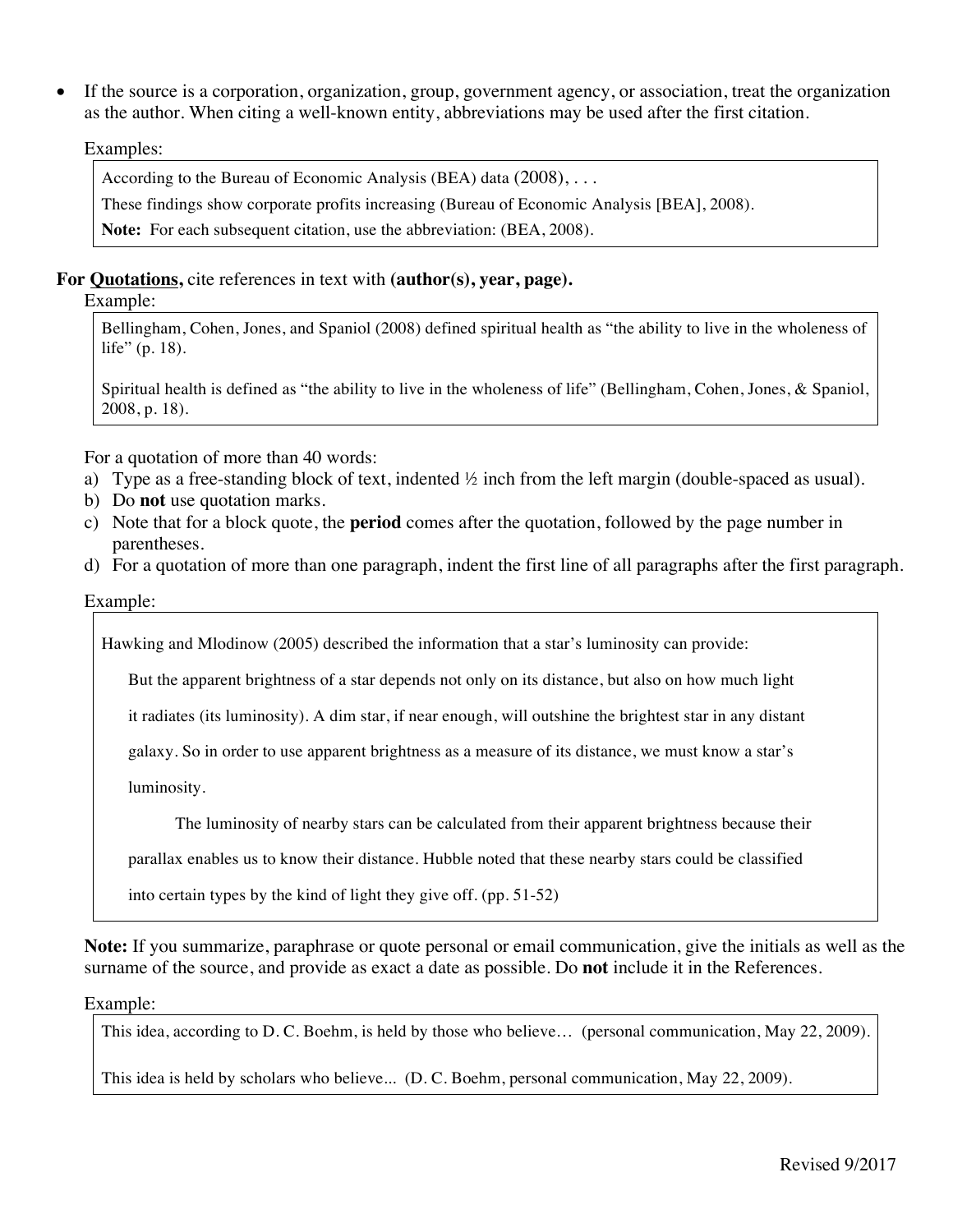- If the source is a corporation, organization, group, government agency, or association, treat the organization as the author. When citing a well-known entity, abbreviations may be used after the first citation.

Examples:

> According to the Bureau of Economic Analysis (BEA) data (2008), . . .
>
> These findings show corporate profits increasing (Bureau of Economic Analysis [BEA], 2008).
>
> **Note:** For each subsequent citation, use the abbreviation: (BEA, 2008).

**For <u>Quotations</u>,** cite references in text with **(author(s), year, page).**

Example:

> Bellingham, Cohen, Jones, and Spaniol (2008) defined spiritual health as "the ability to live in the wholeness of life" (p. 18).
>
> Spiritual health is defined as "the ability to live in the wholeness of life" (Bellingham, Cohen, Jones, & Spaniol, 2008, p. 18).

For a quotation of more than 40 words:

a) Type as a free-standing block of text, indented ½ inch from the left margin (double-spaced as usual).
b) Do **not** use quotation marks.
c) Note that for a block quote, the **period** comes after the quotation, followed by the page number in parentheses.
d) For a quotation of more than one paragraph, indent the first line of all paragraphs after the first paragraph.

Example:

> Hawking and Mlodinow (2005) described the information that a star's luminosity can provide:
>
> > But the apparent brightness of a star depends not only on its distance, but also on how much light it radiates (its luminosity). A dim star, if near enough, will outshine the brightest star in any distant galaxy. So in order to use apparent brightness as a measure of its distance, we must know a star's luminosity.
> >
> > The luminosity of nearby stars can be calculated from their apparent brightness because their parallax enables us to know their distance. Hubble noted that these nearby stars could be classified into certain types by the kind of light they give off. (pp. 51-52)

**Note:** If you summarize, paraphrase or quote personal or email communication, give the initials as well as the surname of the source, and provide as exact a date as possible. Do **not** include it in the References.

Example:

> This idea, according to D. C. Boehm, is held by those who believe… (personal communication, May 22, 2009).
>
> This idea is held by scholars who believe... (D. C. Boehm, personal communication, May 22, 2009).

Revised 9/2017